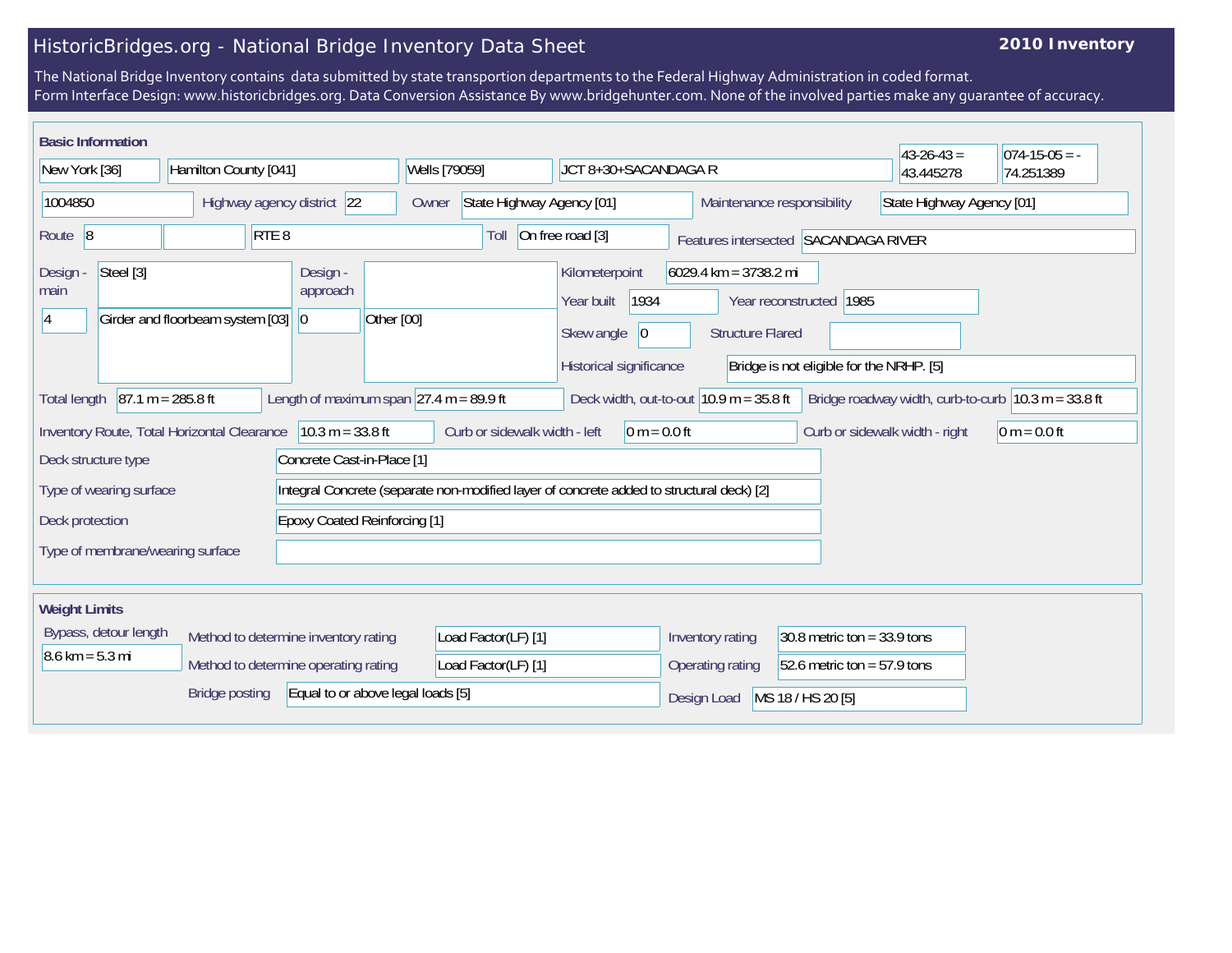# HistoricBridges.org - National Bridge Inventory Data Sheet

**2010 Inventory**

The National Bridge Inventory contains data submitted by state transportion departments to the Federal Highway Administration in coded format.
Form Interface Design: www.historicbridges.org. Data Conversion Assistance By www.bridgehunter.com. None of the involved parties make any guarantee of accuracy.

## Basic Information

| | |
|---|---|
| State | New York [36] |
| County | Hamilton County [041] |
| Place | Wells [79059] |
| Location | JCT 8+30+SACANDAGA R |
| Latitude | 43-26-43 = 43.445278 |
| Longitude | 074-15-05 = -74.251389 |
| Structure Number | 1004850 |
| Highway agency district | 22 |
| Owner | State Highway Agency [01] |
| Maintenance responsibility | State Highway Agency [01] |
| Route | 8 |
| | RTE 8 |
| Toll | On free road [3] |
| Features intersected | SACANDAGA RIVER |
| Design - main | Steel [3] |
| | 4 — Girder and floorbeam system [03] |
| Design - approach | 0 — Other [00] |
| Kilometerpoint | 6029.4 km = 3738.2 mi |
| Year built | 1934 |
| Year reconstructed | 1985 |
| Skew angle | 0 |
| Structure Flared | |
| Historical significance | Bridge is not eligible for the NRHP. [5] |
| Total length | 87.1 m = 285.8 ft |
| Length of maximum span | 27.4 m = 89.9 ft |
| Deck width, out-to-out | 10.9 m = 35.8 ft |
| Bridge roadway width, curb-to-curb | 10.3 m = 33.8 ft |
| Inventory Route, Total Horizontal Clearance | 10.3 m = 33.8 ft |
| Curb or sidewalk width - left | 0 m = 0.0 ft |
| Curb or sidewalk width - right | 0 m = 0.0 ft |
| Deck structure type | Concrete Cast-in-Place [1] |
| Type of wearing surface | Integral Concrete (separate non-modified layer of concrete added to structural deck) [2] |
| Deck protection | Epoxy Coated Reinforcing [1] |
| Type of membrane/wearing surface | |

## Weight Limits

| | |
|---|---|
| Bypass, detour length | 8.6 km = 5.3 mi |
| Method to determine inventory rating | Load Factor(LF) [1] |
| Method to determine operating rating | Load Factor(LF) [1] |
| Bridge posting | Equal to or above legal loads [5] |
| Inventory rating | 30.8 metric ton = 33.9 tons |
| Operating rating | 52.6 metric ton = 57.9 tons |
| Design Load | MS 18 / HS 20 [5] |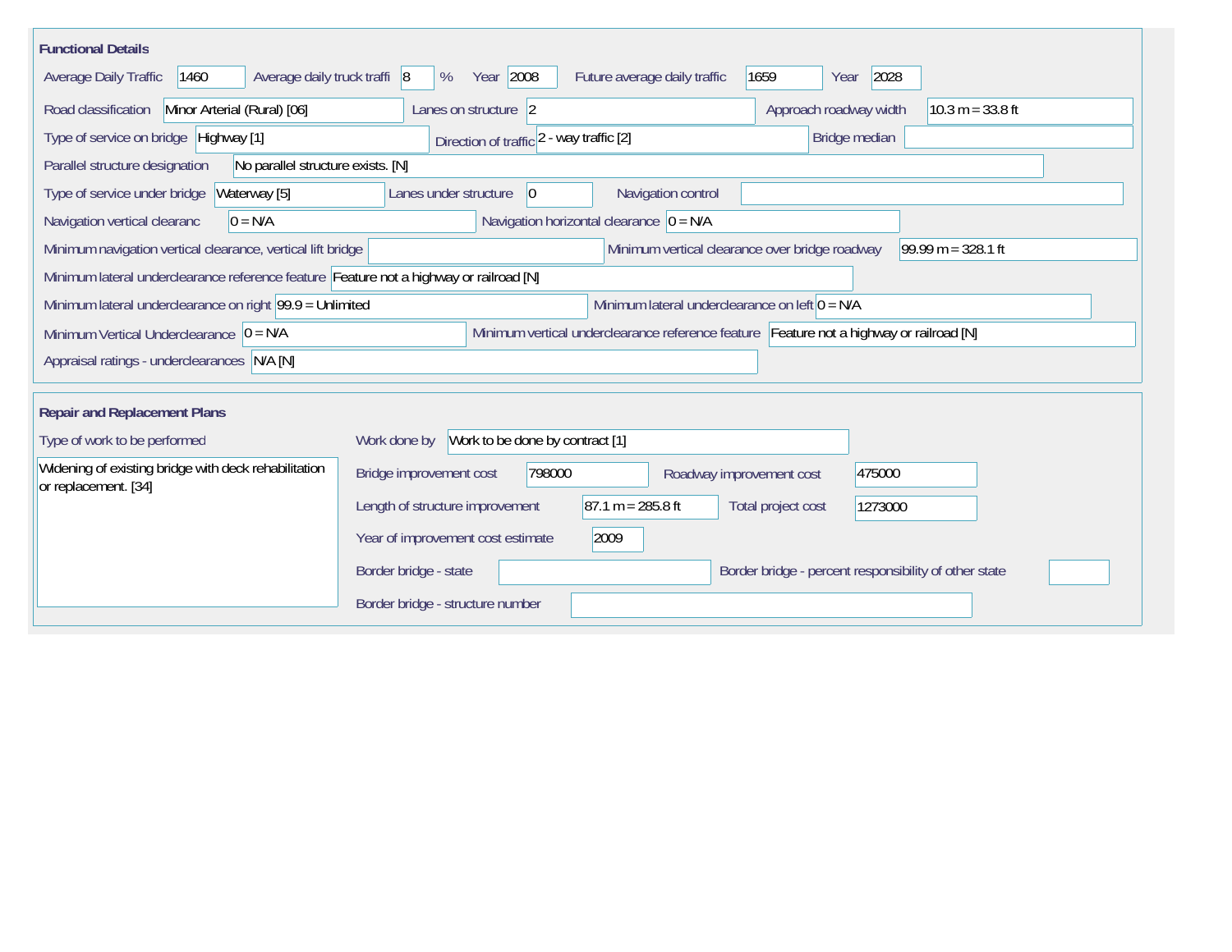## Functional Details

| Field | Value |
| --- | --- |
| Average Daily Traffic | 1460 |
| Average daily truck traffi | 8 % |
| Year | 2008 |
| Future average daily traffic | 1659 |
| Year | 2028 |
| Road classification | Minor Arterial (Rural) [06] |
| Lanes on structure | 2 |
| Approach roadway width | 10.3 m = 33.8 ft |
| Type of service on bridge | Highway [1] |
| Direction of traffic | 2 - way traffic [2] |
| Bridge median | |
| Parallel structure designation | No parallel structure exists. [N] |
| Type of service under bridge | Waterway [5] |
| Lanes under structure | 0 |
| Navigation control | |
| Navigation vertical clearanc | 0 = N/A |
| Navigation horizontal clearance | 0 = N/A |
| Minimum navigation vertical clearance, vertical lift bridge | |
| Minimum vertical clearance over bridge roadway | 99.99 m = 328.1 ft |
| Minimum lateral underclearance reference feature | Feature not a highway or railroad [N] |
| Minimum lateral underclearance on right | 99.9 = Unlimited |
| Minimum lateral underclearance on left | 0 = N/A |
| Minimum Vertical Underclearance | 0 = N/A |
| Minimum vertical underclearance reference feature | Feature not a highway or railroad [N] |
| Appraisal ratings - underclearances | N/A [N] |

## Repair and Replacement Plans

| Field | Value |
| --- | --- |
| Type of work to be performed | Widening of existing bridge with deck rehabilitation or replacement. [34] |
| Work done by | Work to be done by contract [1] |
| Bridge improvement cost | 798000 |
| Roadway improvement cost | 475000 |
| Length of structure improvement | 87.1 m = 285.8 ft |
| Total project cost | 1273000 |
| Year of improvement cost estimate | 2009 |
| Border bridge - state | |
| Border bridge - percent responsibility of other state | |
| Border bridge - structure number | |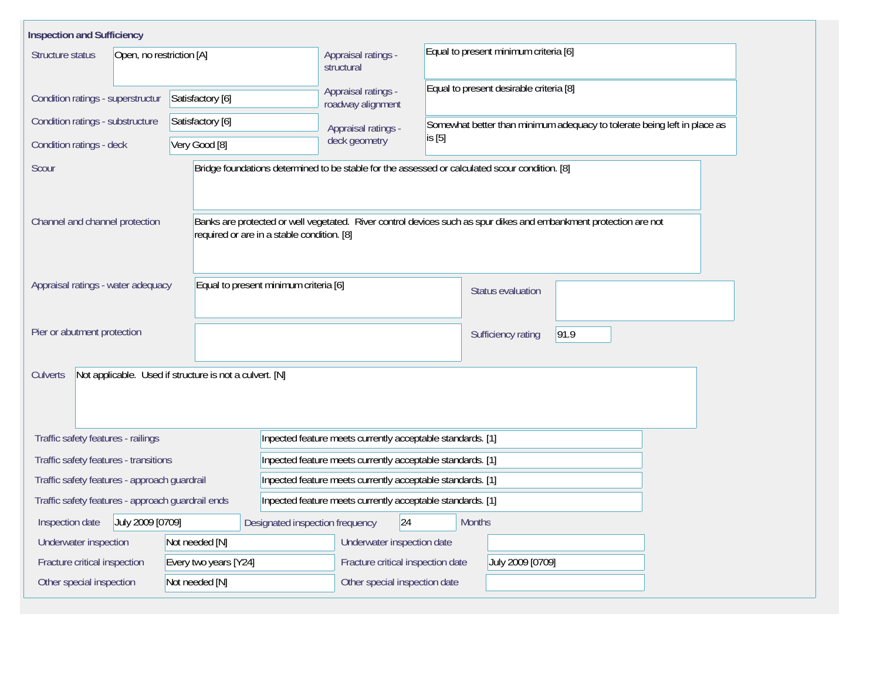## Inspection and Sufficiency

| | |
|---|---|
| Structure status | Open, no restriction [A] |
| Appraisal ratings - structural | Equal to present minimum criteria [6] |
| Condition ratings - superstructur | Satisfactory [6] |
| Appraisal ratings - roadway alignment | Equal to present desirable criteria [8] |
| Condition ratings - substructure | Satisfactory [6] |
| Appraisal ratings - deck geometry | Somewhat better than minimum adequacy to tolerate being left in place as is [5] |
| Condition ratings - deck | Very Good [8] |
| Scour | Bridge foundations determined to be stable for the assessed or calculated scour condition. [8] |
| Channel and channel protection | Banks are protected or well vegetated. River control devices such as spur dikes and embankment protection are not required or are in a stable condition. [8] |
| Appraisal ratings - water adequacy | Equal to present minimum criteria [6] |
| Status evaluation | |
| Pier or abutment protection | |
| Sufficiency rating | 91.9 |
| Culverts | Not applicable. Used if structure is not a culvert. [N] |
| Traffic safety features - railings | Inpected feature meets currently acceptable standards. [1] |
| Traffic safety features - transitions | Inpected feature meets currently acceptable standards. [1] |
| Traffic safety features - approach guardrail | Inpected feature meets currently acceptable standards. [1] |
| Traffic safety features - approach guardrail ends | Inpected feature meets currently acceptable standards. [1] |
| Inspection date | July 2009 [0709] |
| Designated inspection frequency | 24 Months |
| Underwater inspection | Not needed [N] |
| Underwater inspection date | |
| Fracture critical inspection | Every two years [Y24] |
| Fracture critical inspection date | July 2009 [0709] |
| Other special inspection | Not needed [N] |
| Other special inspection date | |